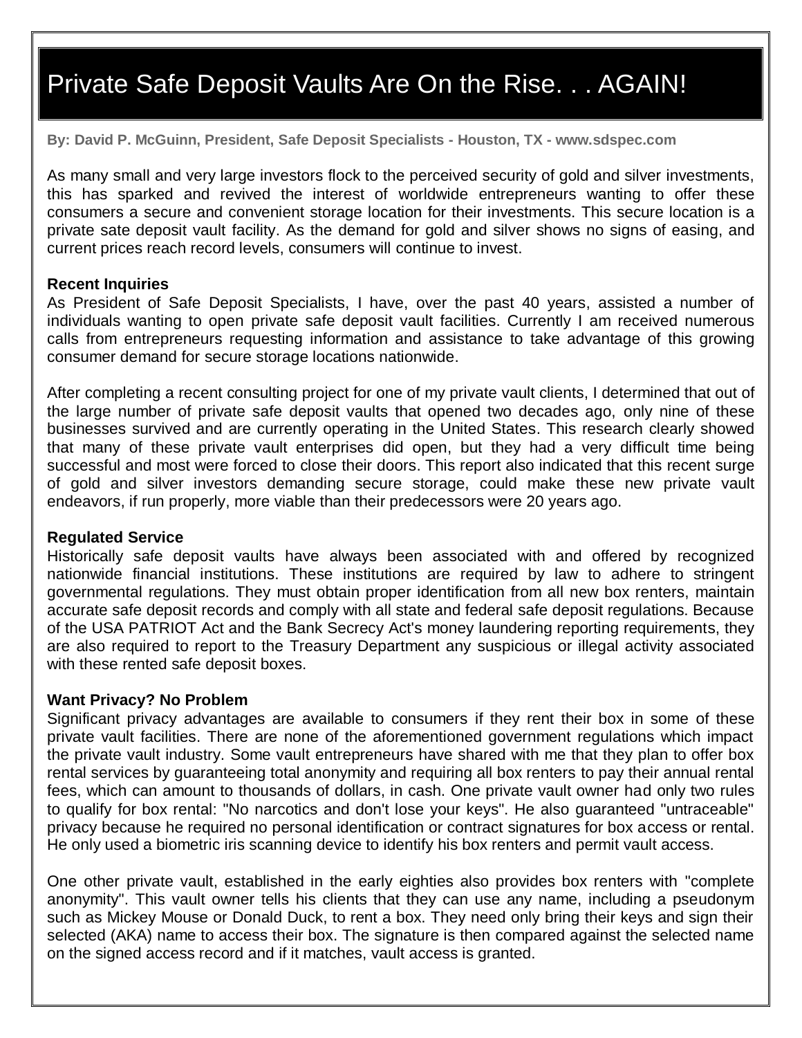# Private Safe Deposit Vaults Are On the Rise. . . AGAIN!

**By: David P. McGuinn, President, Safe Deposit Specialists - Houston, TX - www.sdspec.com**

As many small and very large investors flock to the perceived security of gold and silver investments, this has sparked and revived the interest of worldwide entrepreneurs wanting to offer these consumers a secure and convenient storage location for their investments. This secure location is a private sate deposit vault facility. As the demand for gold and silver shows no signs of easing, and current prices reach record levels, consumers will continue to invest.

**Recent Inquiries**

As President of Safe Deposit Specialists, I have, over the past 40 years, assisted a number of individuals wanting to open private safe deposit vault facilities. Currently I am received numerous calls from entrepreneurs requesting information and assistance to take advantage of this growing consumer demand for secure storage locations nationwide.

After completing a recent consulting project for one of my private vault clients, I determined that out of the large number of private safe deposit vaults that opened two decades ago, only nine of these businesses survived and are currently operating in the United States. This research clearly showed that many of these private vault enterprises did open, but they had a very difficult time being successful and most were forced to close their doors. This report also indicated that this recent surge of gold and silver investors demanding secure storage, could make these new private vault endeavors, if run properly, more viable than their predecessors were 20 years ago.

**Regulated Service**

Historically safe deposit vaults have always been associated with and offered by recognized nationwide financial institutions. These institutions are required by law to adhere to stringent governmental regulations. They must obtain proper identification from all new box renters, maintain accurate safe deposit records and comply with all state and federal safe deposit regulations. Because of the USA PATRIOT Act and the Bank Secrecy Act's money laundering reporting requirements, they are also required to report to the Treasury Department any suspicious or illegal activity associated with these rented safe deposit boxes.

**Want Privacy? No Problem**

Significant privacy advantages are available to consumers if they rent their box in some of these private vault facilities. There are none of the aforementioned government regulations which impact the private vault industry. Some vault entrepreneurs have shared with me that they plan to offer box rental services by guaranteeing total anonymity and requiring all box renters to pay their annual rental fees, which can amount to thousands of dollars, in cash. One private vault owner had only two rules to qualify for box rental: "No narcotics and don't lose your keys". He also guaranteed "untraceable" privacy because he required no personal identification or contract signatures for box access or rental. He only used a biometric iris scanning device to identify his box renters and permit vault access.

One other private vault, established in the early eighties also provides box renters with "complete anonymity". This vault owner tells his clients that they can use any name, including a pseudonym such as Mickey Mouse or Donald Duck, to rent a box. They need only bring their keys and sign their selected (AKA) name to access their box. The signature is then compared against the selected name on the signed access record and if it matches, vault access is granted.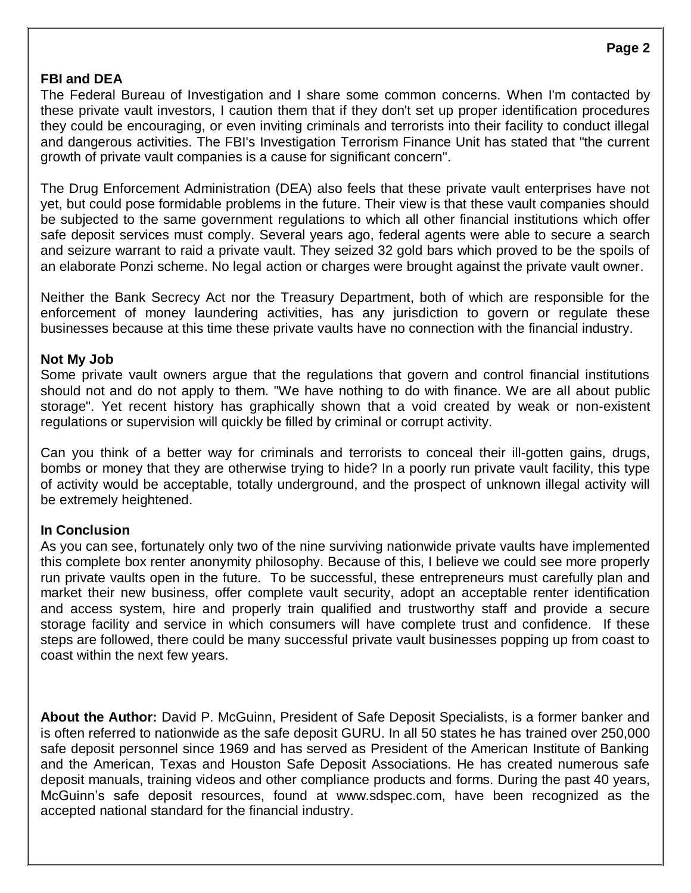## FBI and DEA

The Federal Bureau of Investigation and I share some common concerns. When I'm contacted by these private vault investors, I caution them that if they don't set up proper identification procedures they could be encouraging, or even inviting criminals and terrorists into their facility to conduct illegal and dangerous activities. The FBI's Investigation Terrorism Finance Unit has stated that "the current growth of private vault companies is a cause for significant concern".

The Drug Enforcement Administration (DEA) also feels that these private vault enterprises have not yet, but could pose formidable problems in the future. Their view is that these vault companies should be subjected to the same government regulations to which all other financial institutions which offer safe deposit services must comply. Several years ago, federal agents were able to secure a search and seizure warrant to raid a private vault. They seized 32 gold bars which proved to be the spoils of an elaborate Ponzi scheme. No legal action or charges were brought against the private vault owner.

Neither the Bank Secrecy Act nor the Treasury Department, both of which are responsible for the enforcement of money laundering activities, has any jurisdiction to govern or regulate these businesses because at this time these private vaults have no connection with the financial industry.

## Not My Job

Some private vault owners argue that the regulations that govern and control financial institutions should not and do not apply to them. "We have nothing to do with finance. We are all about public storage". Yet recent history has graphically shown that a void created by weak or non-existent regulations or supervision will quickly be filled by criminal or corrupt activity.

Can you think of a better way for criminals and terrorists to conceal their ill-gotten gains, drugs, bombs or money that they are otherwise trying to hide? In a poorly run private vault facility, this type of activity would be acceptable, totally underground, and the prospect of unknown illegal activity will be extremely heightened.

## In Conclusion

As you can see, fortunately only two of the nine surviving nationwide private vaults have implemented this complete box renter anonymity philosophy. Because of this, I believe we could see more properly run private vaults open in the future. To be successful, these entrepreneurs must carefully plan and market their new business, offer complete vault security, adopt an acceptable renter identification and access system, hire and properly train qualified and trustworthy staff and provide a secure storage facility and service in which consumers will have complete trust and confidence. If these steps are followed, there could be many successful private vault businesses popping up from coast to coast within the next few years.

**About the Author:** David P. McGuinn, President of Safe Deposit Specialists, is a former banker and is often referred to nationwide as the safe deposit GURU. In all 50 states he has trained over 250,000 safe deposit personnel since 1969 and has served as President of the American Institute of Banking and the American, Texas and Houston Safe Deposit Associations. He has created numerous safe deposit manuals, training videos and other compliance products and forms. During the past 40 years, McGuinn's safe deposit resources, found at www.sdspec.com, have been recognized as the accepted national standard for the financial industry.